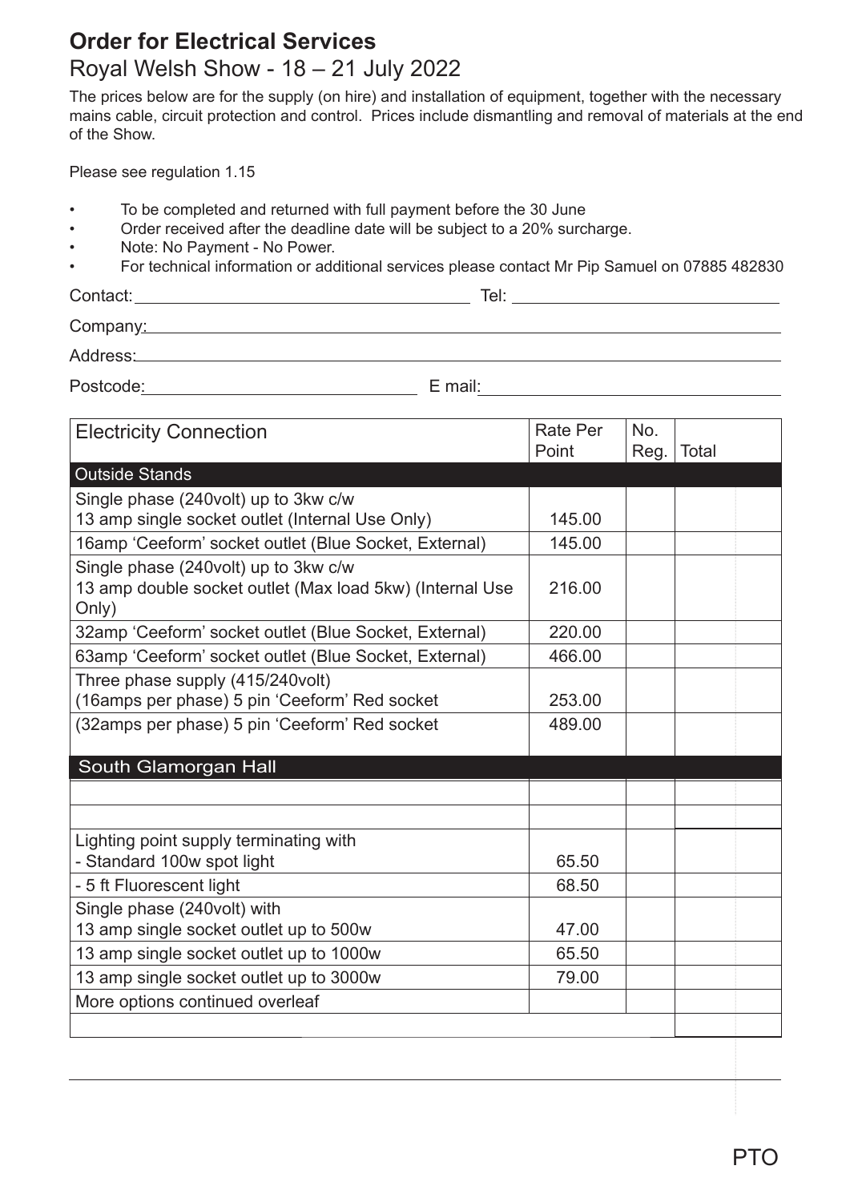# Order for Electrical Services

## Royal Welsh Show - 18 – 21 July 2022

The prices below are for the supply (on hire) and installation of equipment, together with the necessary mains cable, circuit protection and control. Prices include dismantling and removal of materials at the end of the Show.

Please see regulation 1.15

- To be completed and returned with full payment before the 30 June
- Order received after the deadline date will be subject to a 20% surcharge.
- Note: No Payment - No Power.
- For technical information or additional services please contact Mr Pip Samuel on 07885 482830

Contact: ______________________ Tel: ______________________

Company: ______________________

Address: ______________________

Postcode: ______________________ E mail: ______________________

| Electricity Connection | Rate Per Point | No. Reg. | Total |
|---|---|---|---|
| **Outside Stands** | | | |
| Single phase (240volt) up to 3kw c/w 13 amp single socket outlet (Internal Use Only) | 145.00 | | |
| 16amp 'Ceeform' socket outlet (Blue Socket, External) | 145.00 | | |
| Single phase (240volt) up to 3kw c/w 13 amp double socket outlet (Max load 5kw) (Internal Use Only) | 216.00 | | |
| 32amp 'Ceeform' socket outlet (Blue Socket, External) | 220.00 | | |
| 63amp 'Ceeform' socket outlet (Blue Socket, External) | 466.00 | | |
| Three phase supply (415/240volt) (16amps per phase) 5 pin 'Ceeform' Red socket | 253.00 | | |
| (32amps per phase) 5 pin 'Ceeform' Red socket | 489.00 | | |
| **South Glamorgan Hall** | | | |
| | | | |
| | | | |
| Lighting point supply terminating with - Standard 100w spot light | 65.50 | | |
| - 5 ft Fluorescent light | 68.50 | | |
| Single phase (240volt) with 13 amp single socket outlet up to 500w | 47.00 | | |
| 13 amp single socket outlet up to 1000w | 65.50 | | |
| 13 amp single socket outlet up to 3000w | 79.00 | | |
| More options continued overleaf | | | |
| | | | |

PTO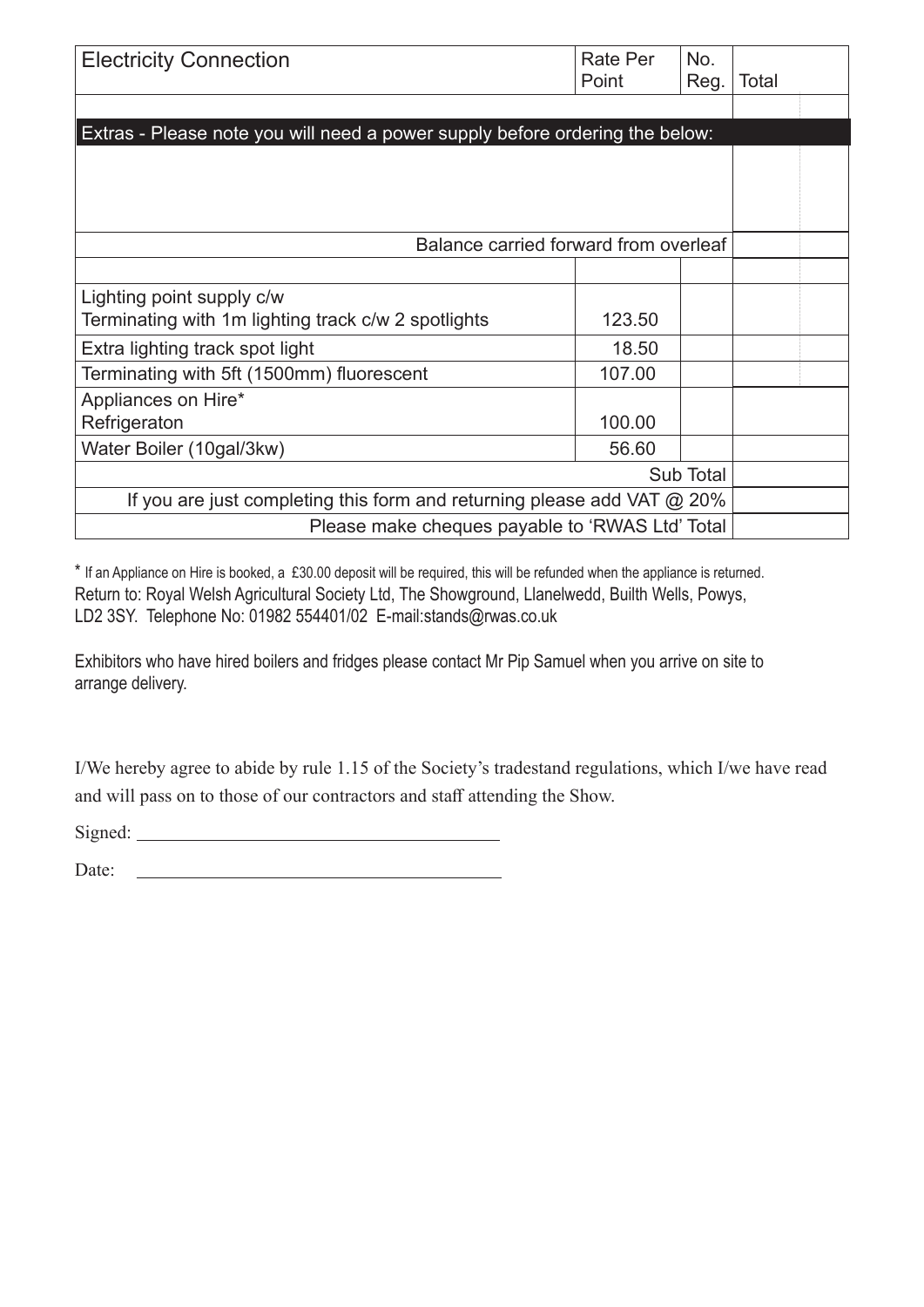| Electricity Connection | Rate Per Point | No. Reg. | Total |
|---|---|---|---|
| | | | |
| Extras - Please note you will need a power supply before ordering the below: | | | |
| | | | |
| Balance carried forward from overleaf | | | |
| | | | |
| Lighting point supply c/w<br>Terminating with 1m lighting track c/w 2 spotlights | 123.50 | | |
| Extra lighting track spot light | 18.50 | | |
| Terminating with 5ft (1500mm) fluorescent | 107.00 | | |
| Appliances on Hire*<br>Refrigeraton | 100.00 | | |
| Water Boiler (10gal/3kw) | 56.60 | | |
| Sub Total | | | |
| If you are just completing this form and returning please add VAT @ 20% | | | |
| Please make cheques payable to 'RWAS Ltd' Total | | | |

* If an Appliance on Hire is booked, a £30.00 deposit will be required, this will be refunded when the appliance is returned.
Return to: Royal Welsh Agricultural Society Ltd, The Showground, Llanelwedd, Builth Wells, Powys, LD2 3SY. Telephone No: 01982 554401/02 E-mail:stands@rwas.co.uk

Exhibitors who have hired boilers and fridges please contact Mr Pip Samuel when you arrive on site to arrange delivery.

I/We hereby agree to abide by rule 1.15 of the Society's tradestand regulations, which I/we have read and will pass on to those of our contractors and staff attending the Show.

Signed: ______________________________

Date: ______________________________